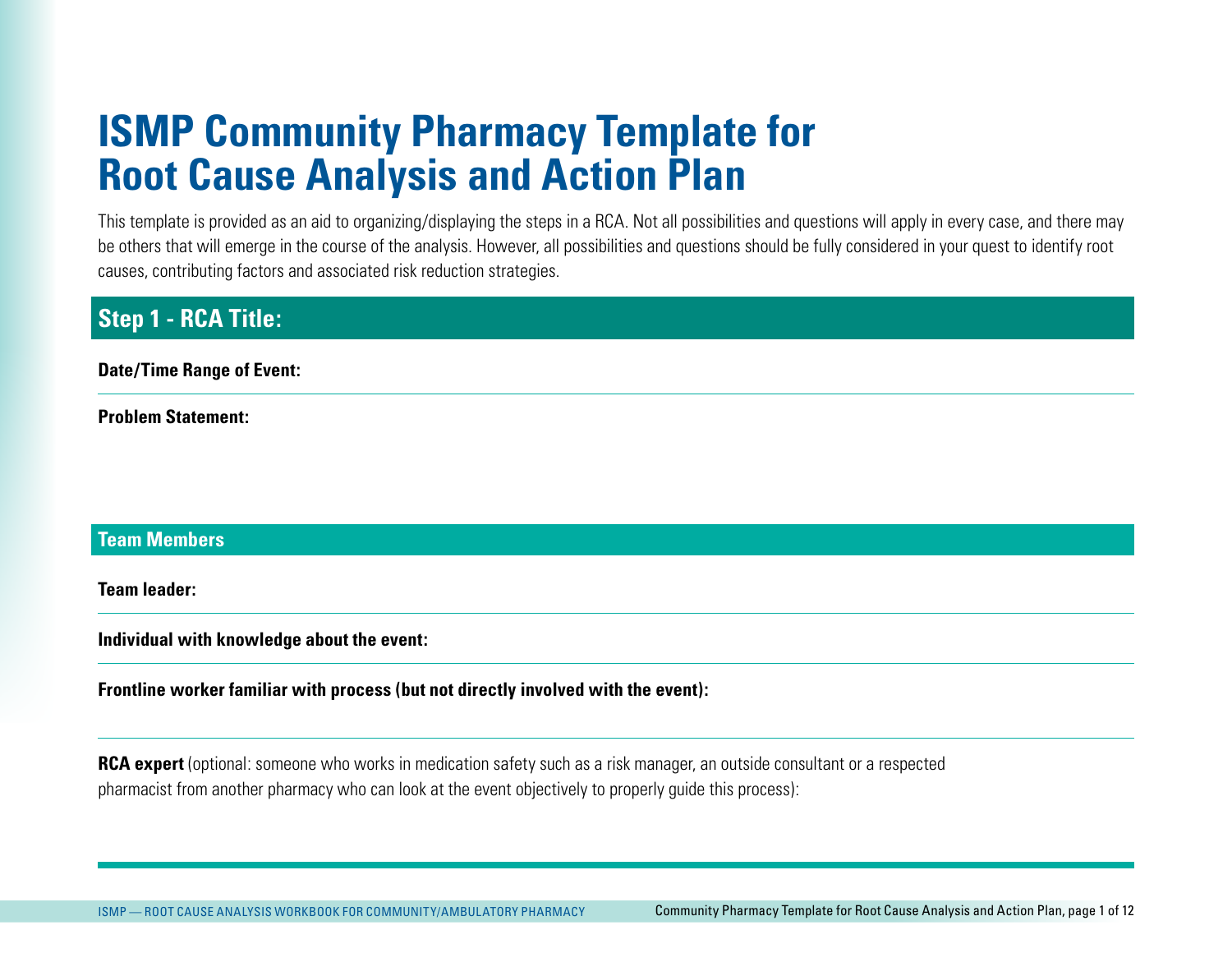# ISMP Community Pharmacy Template for Root Cause Analysis and Action Plan

This template is provided as an aid to organizing/displaying the steps in a RCA. Not all possibilities and questions will apply in every case, and there may be others that will emerge in the course of the analysis. However, all possibilities and questions should be fully considered in your quest to identify root causes, contributing factors and associated risk reduction strategies.

## Step 1 - RCA Title:

**Date/Time Range of Event:**

**Problem Statement:**

### Team Members

**Team leader:**

**Individual with knowledge about the event:**

**Frontline worker familiar with process (but not directly involved with the event):**

**RCA expert** (optional: someone who works in medication safety such as a risk manager, an outside consultant or a respected pharmacist from another pharmacy who can look at the event objectively to properly guide this process):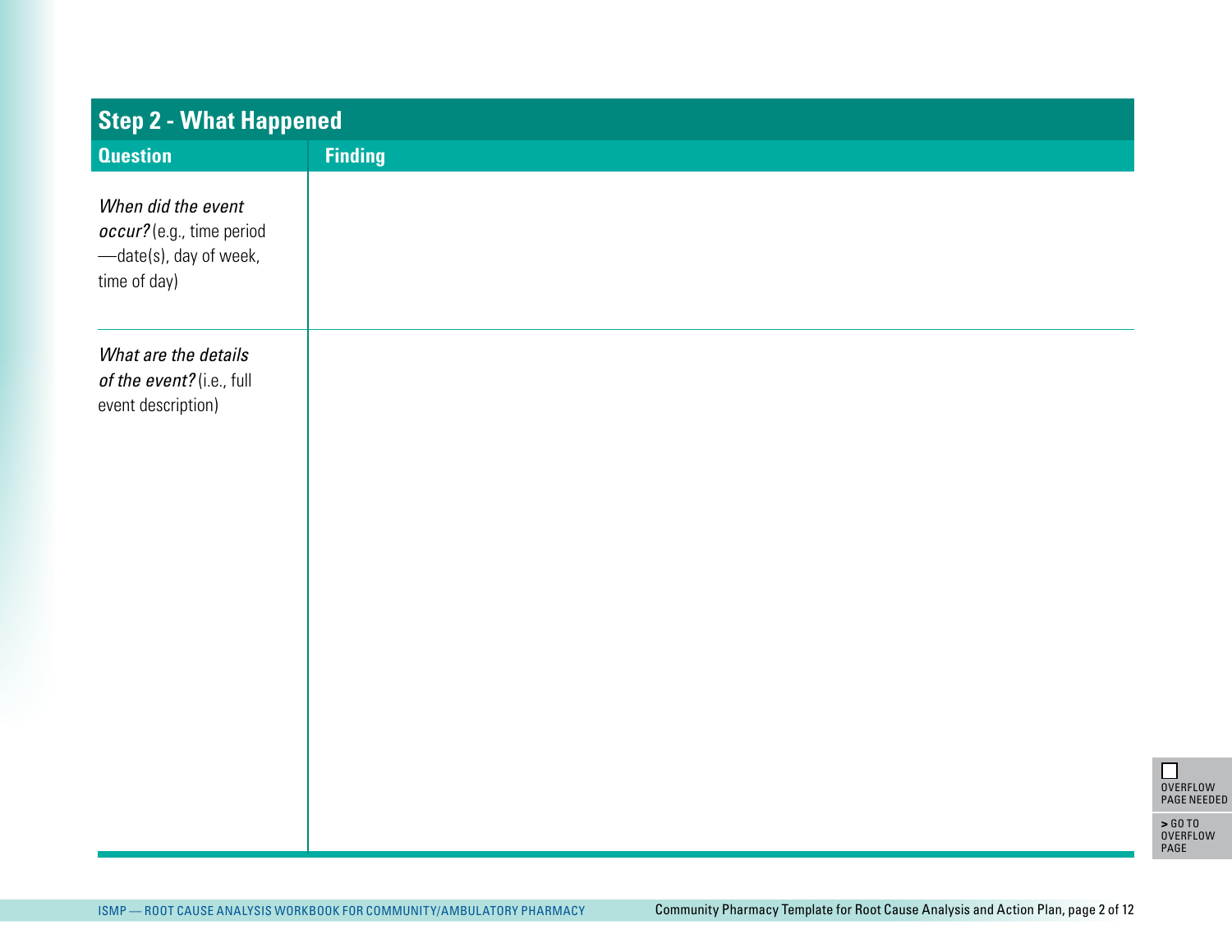## Step 2 - What Happened

| Question | Finding |
| --- | --- |
| *When did the event occur?* (e.g., time period —date(s), day of week, time of day) | |
| *What are the details of the event?* (i.e., full event description) | |

☐ OVERFLOW PAGE NEEDED

> GO TO OVERFLOW PAGE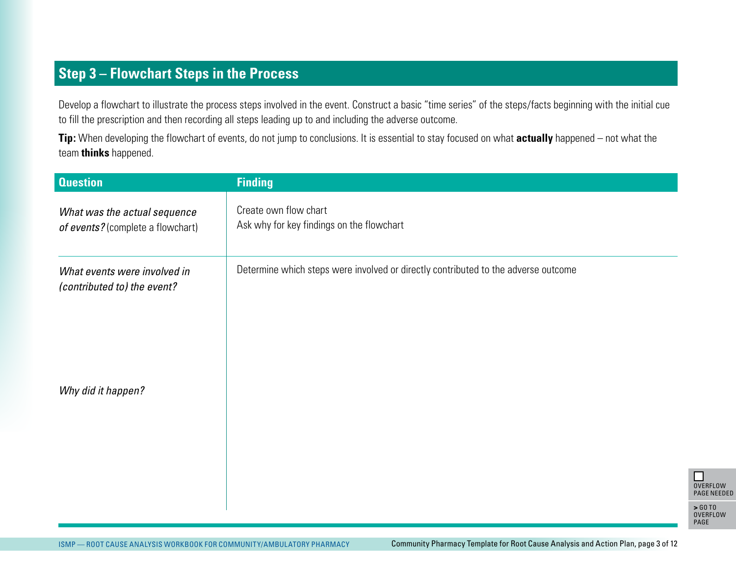## Step 3 – Flowchart Steps in the Process

Develop a flowchart to illustrate the process steps involved in the event. Construct a basic "time series" of the steps/facts beginning with the initial cue to fill the prescription and then recording all steps leading up to and including the adverse outcome.

**Tip:** When developing the flowchart of events, do not jump to conclusions. It is essential to stay focused on what **actually** happened – not what the team **thinks** happened.

| Question | Finding |
|---|---|
| *What was the actual sequence of events?* (complete a flowchart) | Create own flow chart<br>Ask why for key findings on the flowchart |
| *What events were involved in (contributed to) the event?*<br><br>*Why did it happen?* | Determine which steps were involved or directly contributed to the adverse outcome |

☐ OVERFLOW PAGE NEEDED

> GO TO OVERFLOW PAGE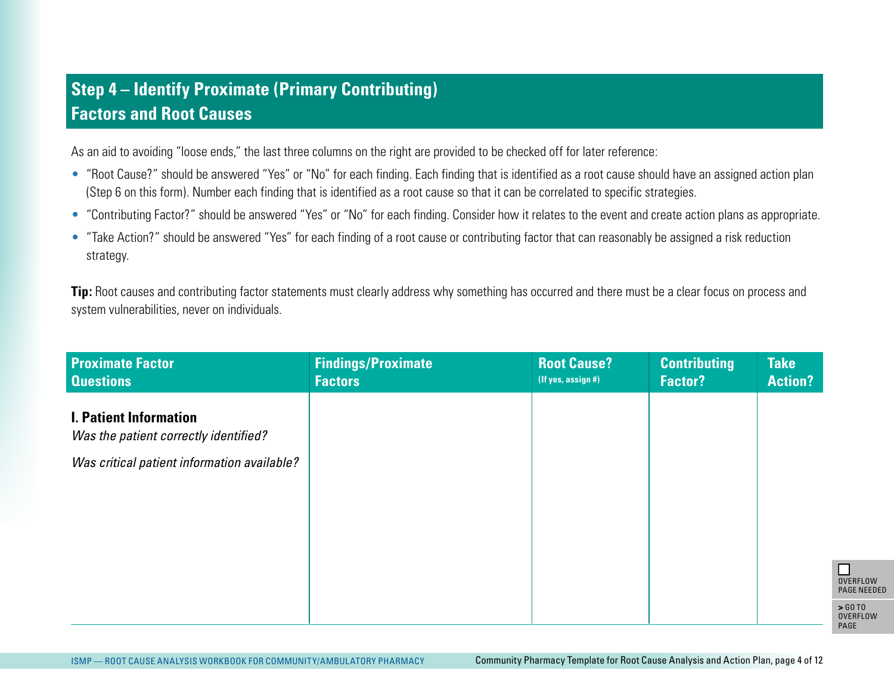## Step 4 – Identify Proximate (Primary Contributing) Factors and Root Causes

As an aid to avoiding "loose ends," the last three columns on the right are provided to be checked off for later reference:

- "Root Cause?" should be answered "Yes" or "No" for each finding. Each finding that is identified as a root cause should have an assigned action plan (Step 6 on this form). Number each finding that is identified as a root cause so that it can be correlated to specific strategies.
- "Contributing Factor?" should be answered "Yes" or "No" for each finding. Consider how it relates to the event and create action plans as appropriate.
- "Take Action?" should be answered "Yes" for each finding of a root cause or contributing factor that can reasonably be assigned a risk reduction strategy.

**Tip:** Root causes and contributing factor statements must clearly address why something has occurred and there must be a clear focus on process and system vulnerabilities, never on individuals.

| Proximate Factor Questions | Findings/Proximate Factors | Root Cause? (If yes, assign #) | Contributing Factor? | Take Action? |
|---|---|---|---|---|
| **I. Patient Information**<br>*Was the patient correctly identified?*<br>*Was critical patient information available?* | | | | |

☐ OVERFLOW PAGE NEEDED

> GO TO OVERFLOW PAGE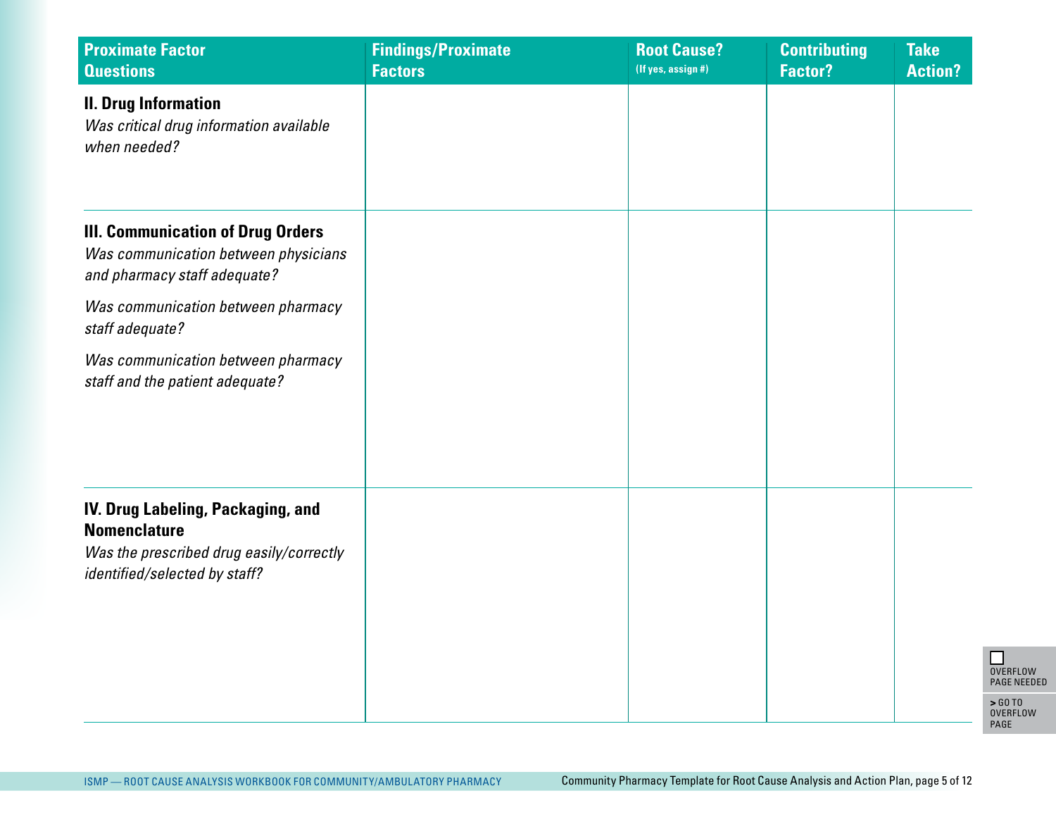| Proximate Factor Questions | Findings/Proximate Factors | Root Cause? (If yes, assign #) | Contributing Factor? | Take Action? |
|---|---|---|---|---|
| **II. Drug Information** *Was critical drug information available when needed?* | | | | |
| **III. Communication of Drug Orders** *Was communication between physicians and pharmacy staff adequate?* *Was communication between pharmacy staff adequate?* *Was communication between pharmacy staff and the patient adequate?* | | | | |
| **IV. Drug Labeling, Packaging, and Nomenclature** *Was the prescribed drug easily/correctly identified/selected by staff?* | | | | |

☐ OVERFLOW PAGE NEEDED

> GO TO OVERFLOW PAGE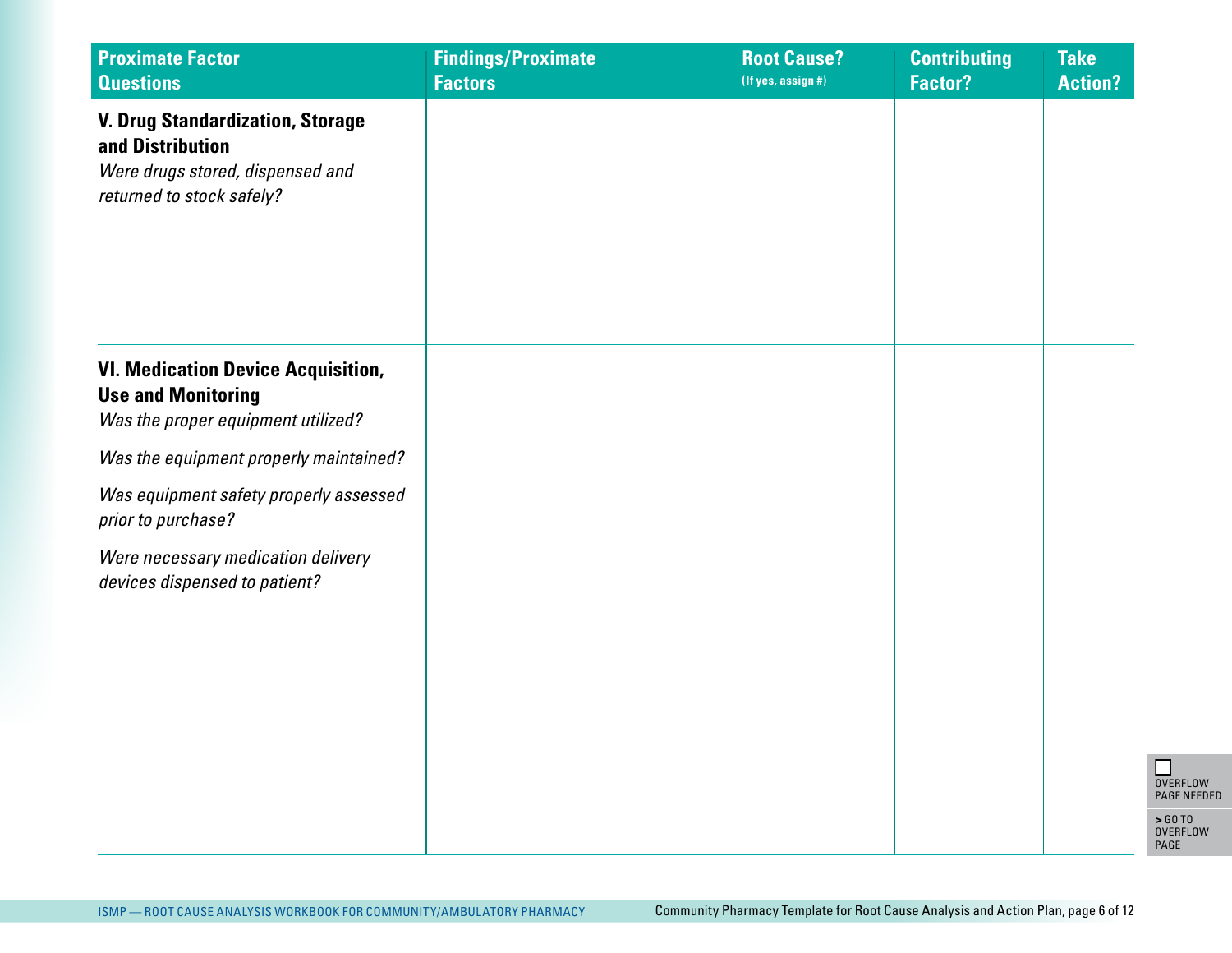| Proximate Factor Questions | Findings/Proximate Factors | Root Cause? (If yes, assign #) | Contributing Factor? | Take Action? |
|---|---|---|---|---|
| **V. Drug Standardization, Storage and Distribution**<br>*Were drugs stored, dispensed and returned to stock safely?* | | | | |
| **VI. Medication Device Acquisition, Use and Monitoring**<br>*Was the proper equipment utilized?*<br>*Was the equipment properly maintained?*<br>*Was equipment safety properly assessed prior to purchase?*<br>*Were necessary medication delivery devices dispensed to patient?* | | | | |

☐ OVERFLOW PAGE NEEDED

> GO TO OVERFLOW PAGE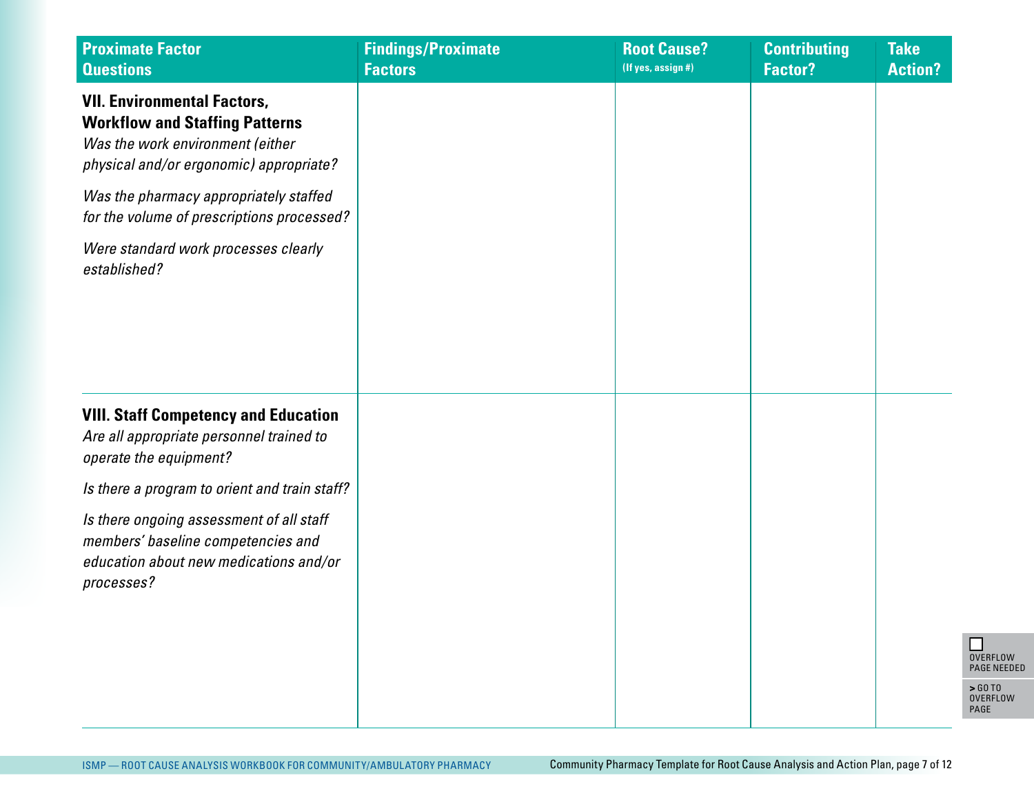| Proximate Factor Questions | Findings/Proximate Factors | Root Cause? (If yes, assign #) | Contributing Factor? | Take Action? |
|---|---|---|---|---|
| **VII. Environmental Factors, Workflow and Staffing Patterns**<br>*Was the work environment (either physical and/or ergonomic) appropriate?*<br>*Was the pharmacy appropriately staffed for the volume of prescriptions processed?*<br>*Were standard work processes clearly established?* | | | | |
| **VIII. Staff Competency and Education**<br>*Are all appropriate personnel trained to operate the equipment?*<br>*Is there a program to orient and train staff?*<br>*Is there ongoing assessment of all staff members' baseline competencies and education about new medications and/or processes?* | | | | |

☐ OVERFLOW PAGE NEEDED

> GO TO OVERFLOW PAGE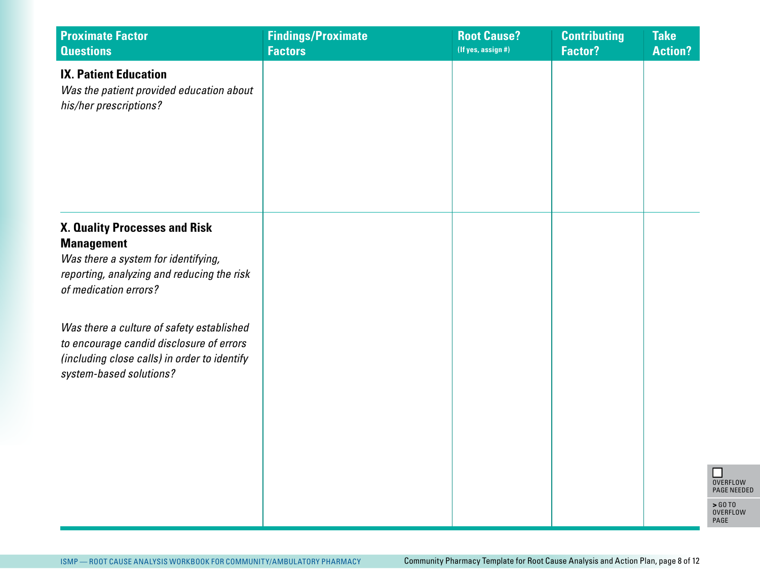| Proximate Factor Questions | Findings/Proximate Factors | Root Cause? (If yes, assign #) | Contributing Factor? | Take Action? |
|---|---|---|---|---|
| **IX. Patient Education**<br>*Was the patient provided education about his/her prescriptions?* | | | | |
| **X. Quality Processes and Risk Management**<br>*Was there a system for identifying, reporting, analyzing and reducing the risk of medication errors?*<br><br>*Was there a culture of safety established to encourage candid disclosure of errors (including close calls) in order to identify system-based solutions?* | | | | |

☐ OVERFLOW PAGE NEEDED

> GO TO OVERFLOW PAGE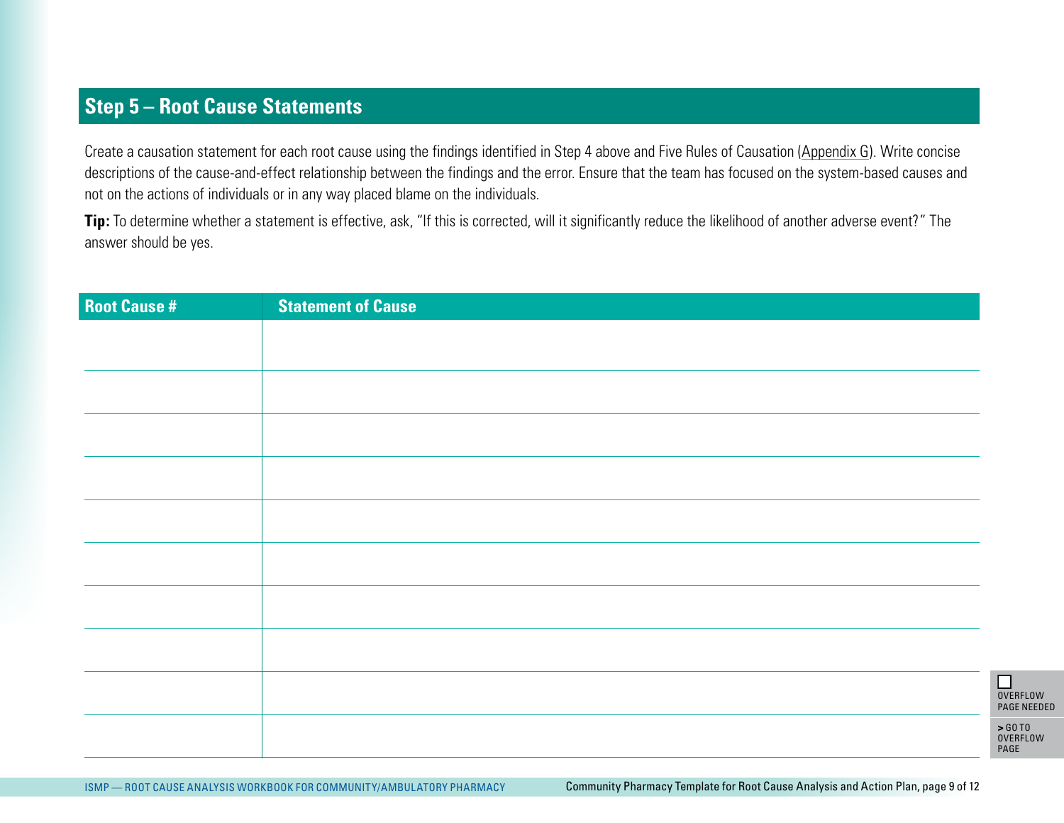## Step 5 – Root Cause Statements

Create a causation statement for each root cause using the findings identified in Step 4 above and Five Rules of Causation (Appendix G). Write concise descriptions of the cause-and-effect relationship between the findings and the error. Ensure that the team has focused on the system-based causes and not on the actions of individuals or in any way placed blame on the individuals.

**Tip:** To determine whether a statement is effective, ask, "If this is corrected, will it significantly reduce the likelihood of another adverse event?" The answer should be yes.

| Root Cause # | Statement of Cause |
|---|---|
| | |
| | |
| | |
| | |
| | |
| | |
| | |
| | |
| | |
| | |

☐ OVERFLOW PAGE NEEDED

> GO TO OVERFLOW PAGE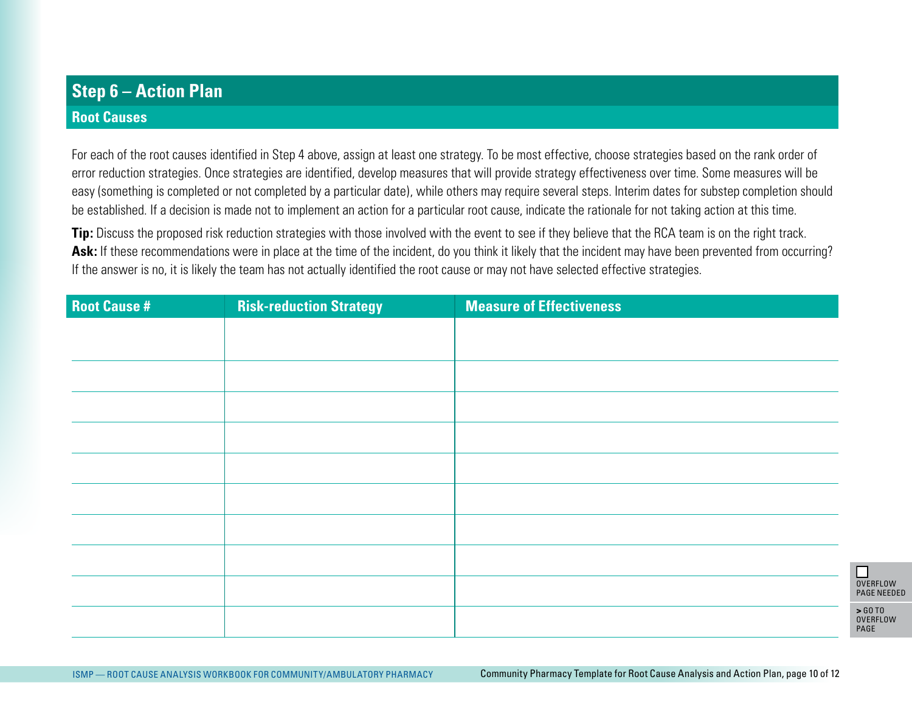## Step 6 – Action Plan

### Root Causes

For each of the root causes identified in Step 4 above, assign at least one strategy. To be most effective, choose strategies based on the rank order of error reduction strategies. Once strategies are identified, develop measures that will provide strategy effectiveness over time. Some measures will be easy (something is completed or not completed by a particular date), while others may require several steps. Interim dates for substep completion should be established. If a decision is made not to implement an action for a particular root cause, indicate the rationale for not taking action at this time.

**Tip:** Discuss the proposed risk reduction strategies with those involved with the event to see if they believe that the RCA team is on the right track.
**Ask:** If these recommendations were in place at the time of the incident, do you think it likely that the incident may have been prevented from occurring? If the answer is no, it is likely the team has not actually identified the root cause or may not have selected effective strategies.

| Root Cause # | Risk-reduction Strategy | Measure of Effectiveness |
|---|---|---|
| | | |
| | | |
| | | |
| | | |
| | | |
| | | |
| | | |
| | | |
| | | |
| | | |

☐ OVERFLOW PAGE NEEDED

> GO TO OVERFLOW PAGE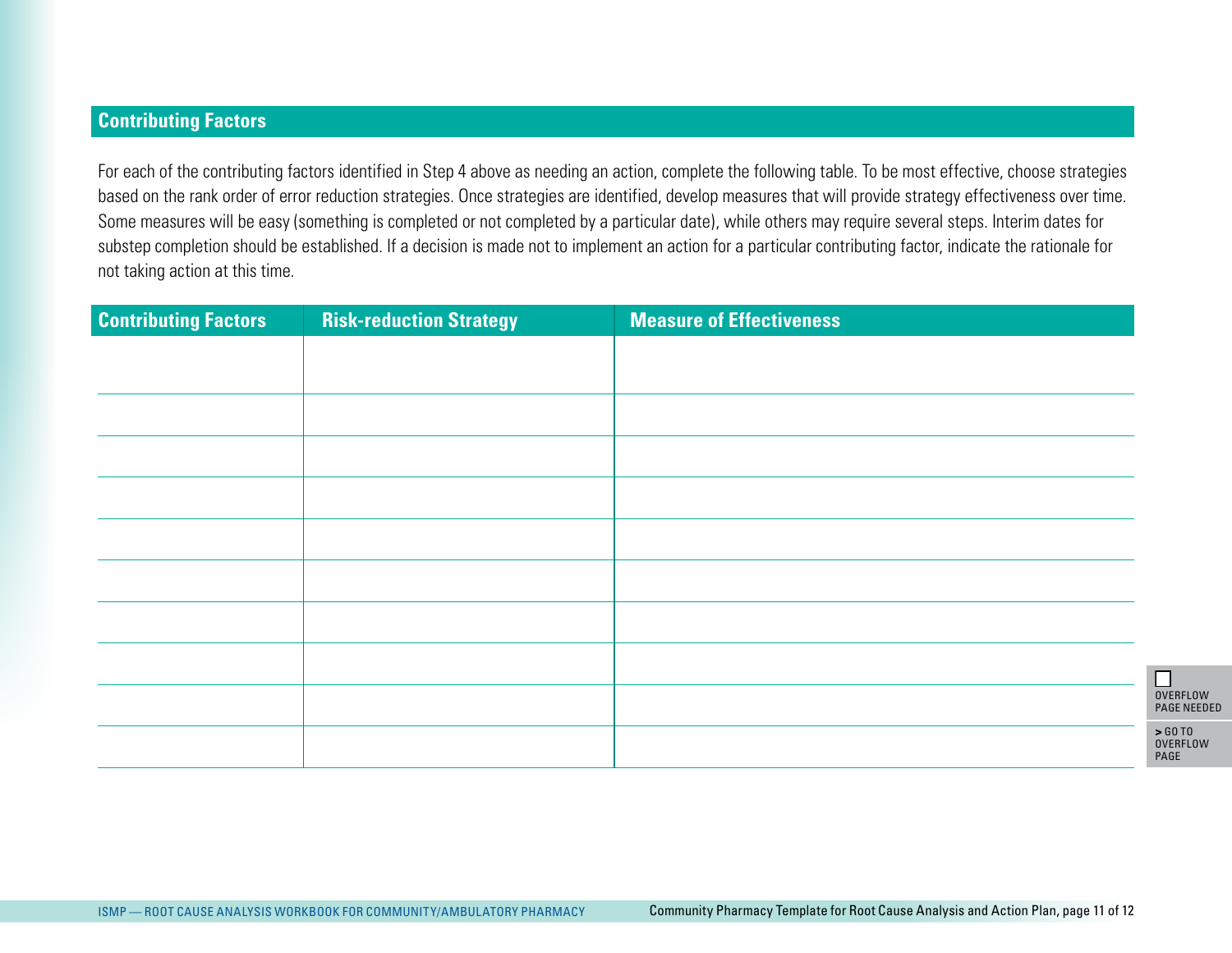## Contributing Factors

For each of the contributing factors identified in Step 4 above as needing an action, complete the following table. To be most effective, choose strategies based on the rank order of error reduction strategies. Once strategies are identified, develop measures that will provide strategy effectiveness over time. Some measures will be easy (something is completed or not completed by a particular date), while others may require several steps. Interim dates for substep completion should be established. If a decision is made not to implement an action for a particular contributing factor, indicate the rationale for not taking action at this time.

| Contributing Factors | Risk-reduction Strategy | Measure of Effectiveness |
|---|---|---|
| | | |
| | | |
| | | |
| | | |
| | | |
| | | |
| | | |
| | | |
| | | |
| | | |

☐ OVERFLOW PAGE NEEDED

> GO TO OVERFLOW PAGE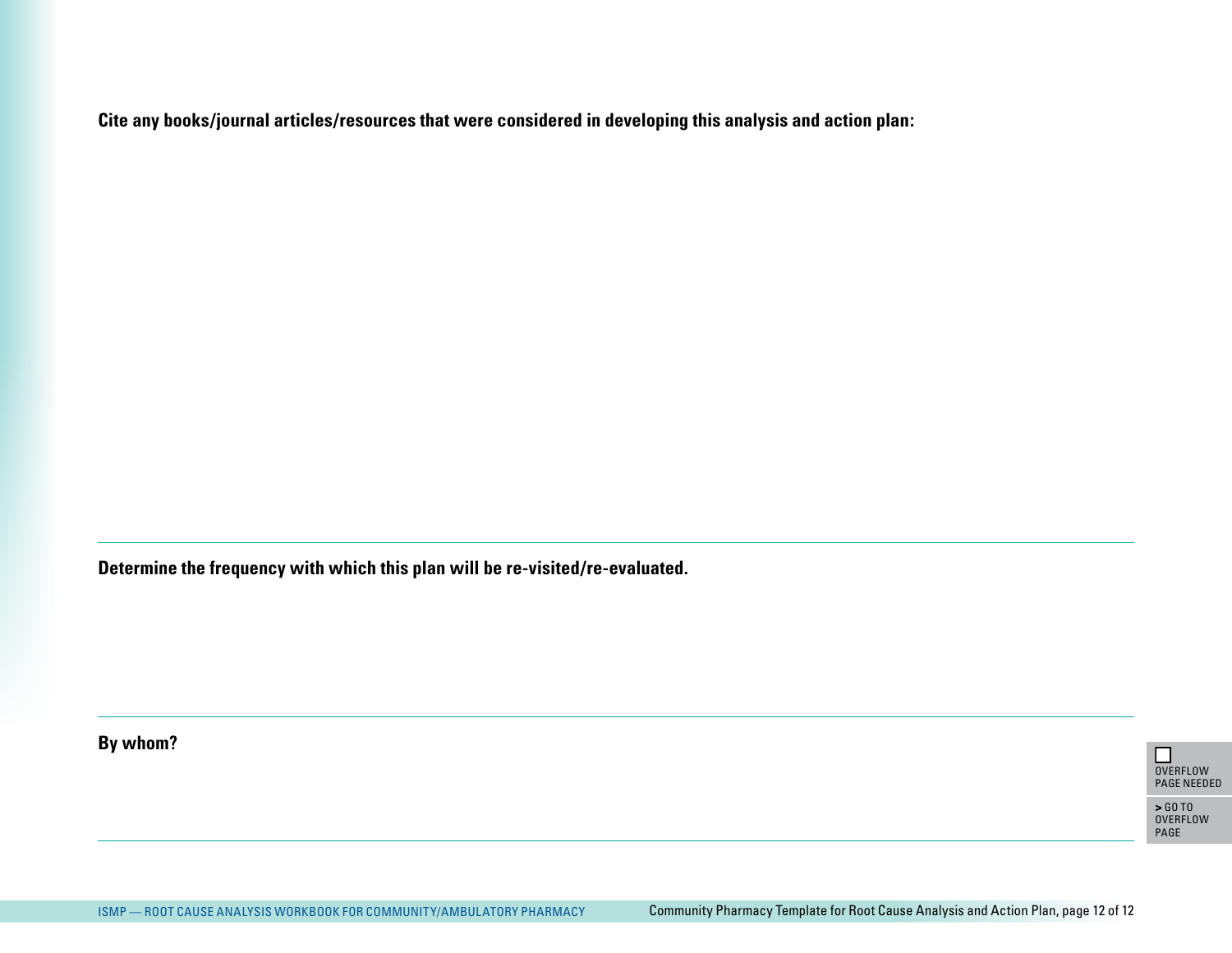**Cite any books/journal articles/resources that were considered in developing this analysis and action plan:**

---

**Determine the frequency with which this plan will be re-visited/re-evaluated.**

---

**By whom?**

☐ OVERFLOW PAGE NEEDED

> GO TO OVERFLOW PAGE

---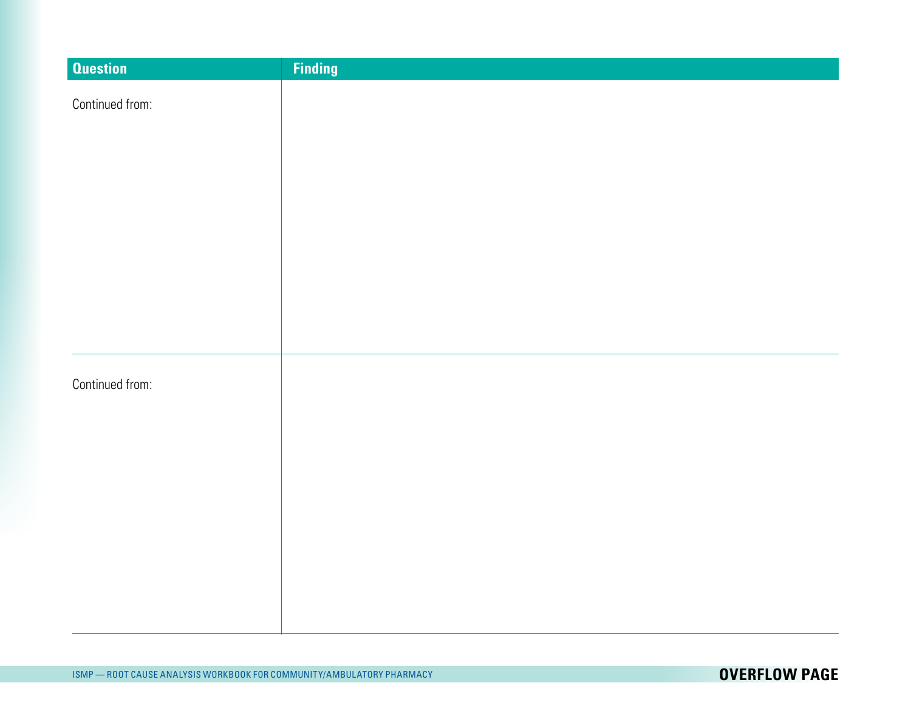| Question | Finding |
| --- | --- |
| Continued from: | |
| Continued from: | |

**OVERFLOW PAGE**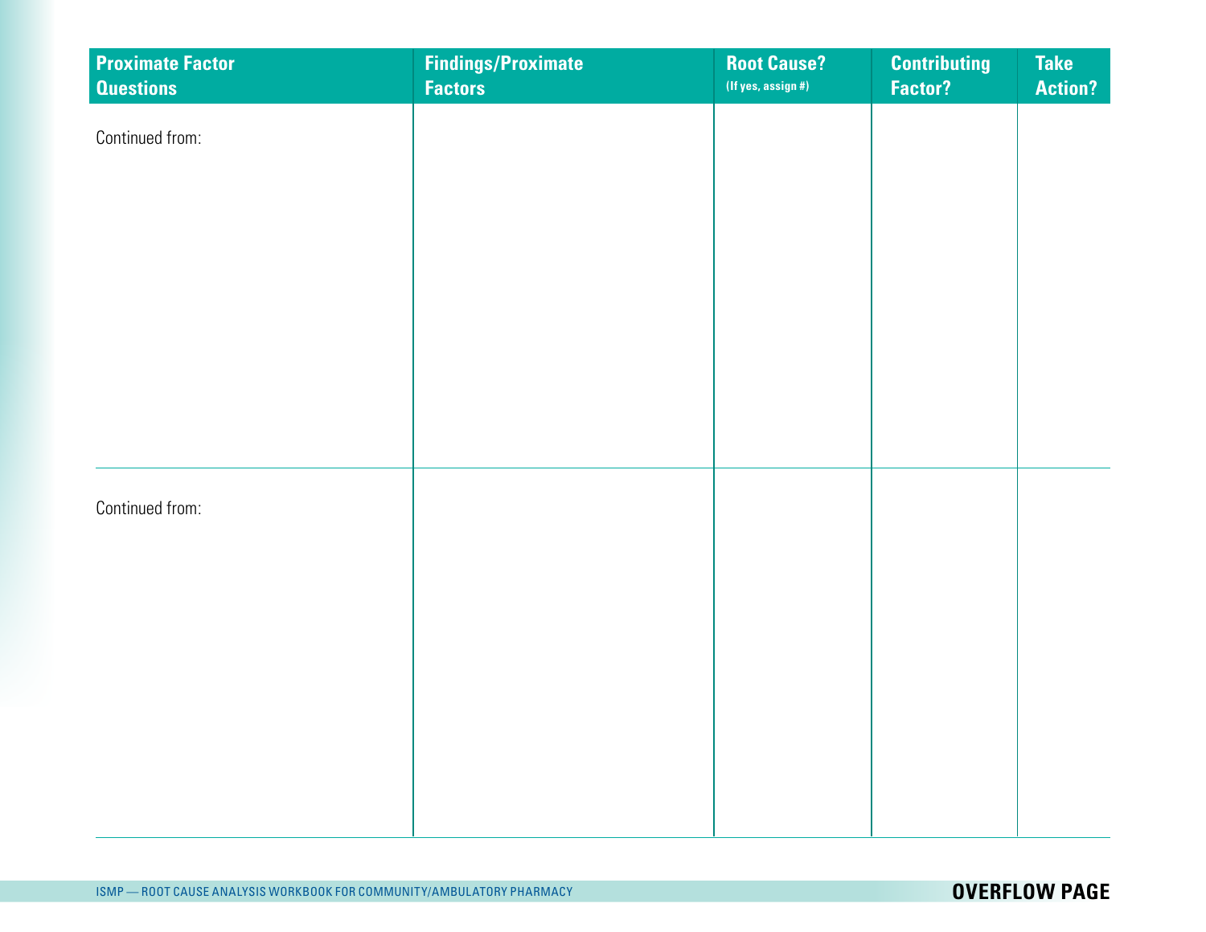| Proximate Factor Questions | Findings/Proximate Factors | Root Cause? (If yes, assign #) | Contributing Factor? | Take Action? |
|---|---|---|---|---|
| Continued from: | | | | |
| Continued from: | | | | |

**OVERFLOW PAGE**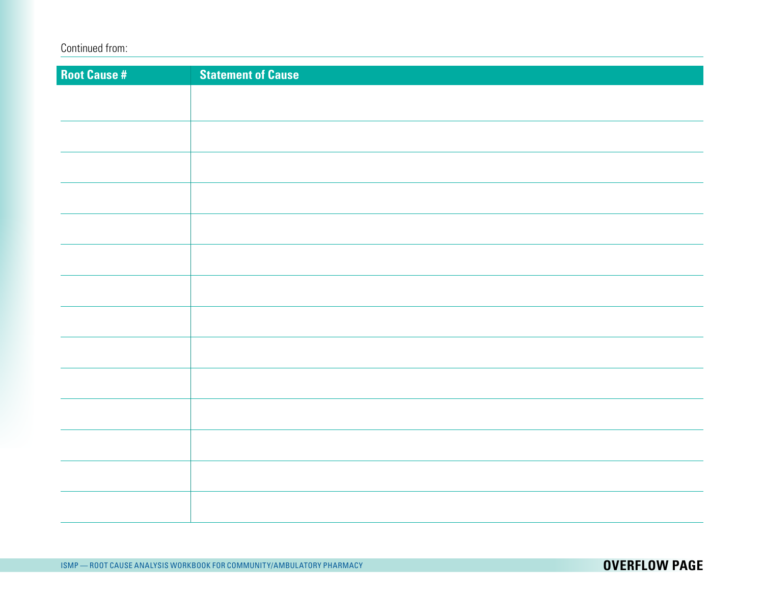Continued from:

| Root Cause # | Statement of Cause |
| --- | --- |
| | |
| | |
| | |
| | |
| | |
| | |
| | |
| | |
| | |
| | |
| | |
| | |
| | |
| | |

**OVERFLOW PAGE**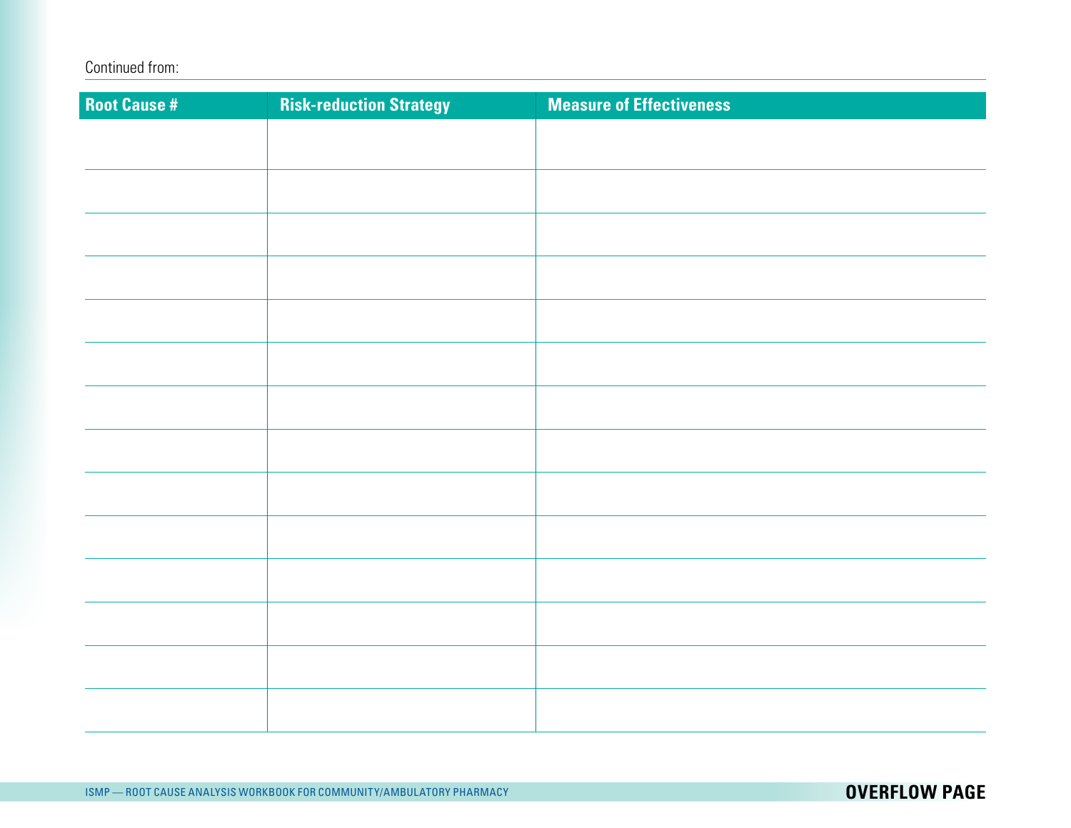Continued from:

| Root Cause # | Risk-reduction Strategy | Measure of Effectiveness |
|---|---|---|
| | | |
| | | |
| | | |
| | | |
| | | |
| | | |
| | | |
| | | |
| | | |
| | | |
| | | |
| | | |
| | | |
| | | |

**OVERFLOW PAGE**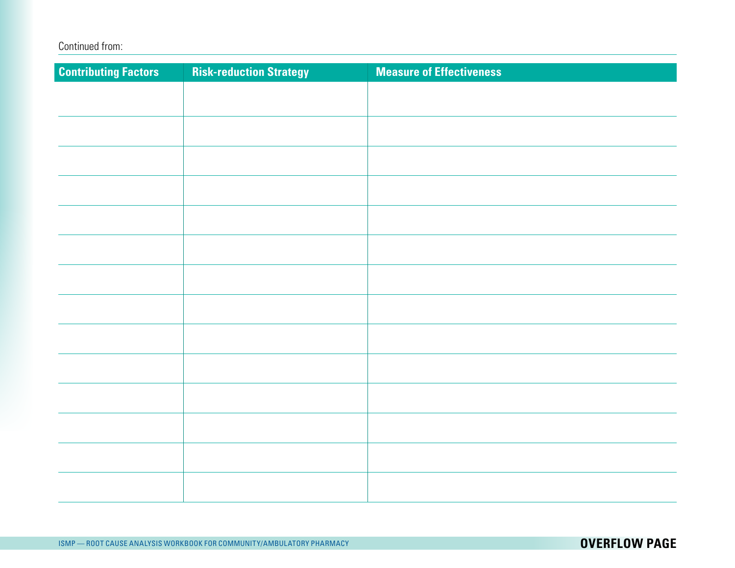Continued from:

| Contributing Factors | Risk-reduction Strategy | Measure of Effectiveness |
| --- | --- | --- |
| | | |
| | | |
| | | |
| | | |
| | | |
| | | |
| | | |
| | | |
| | | |
| | | |
| | | |
| | | |
| | | |
| | | |

**OVERFLOW PAGE**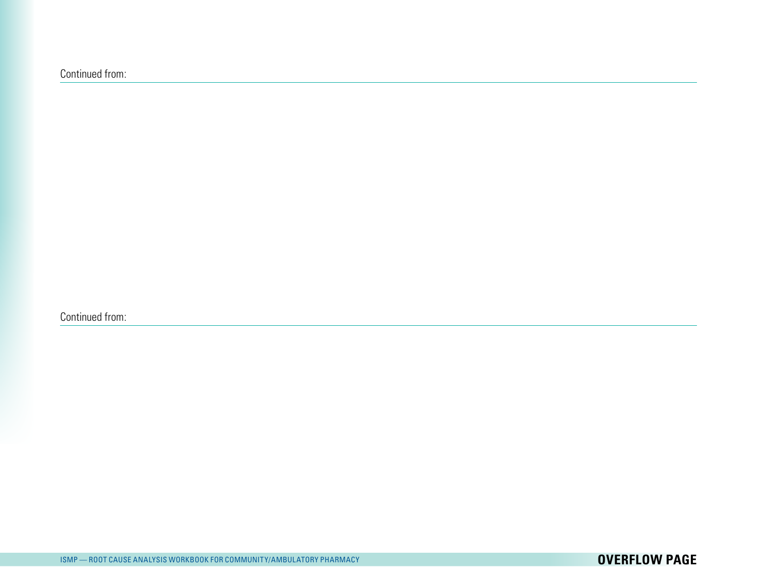Continued from:

Continued from: